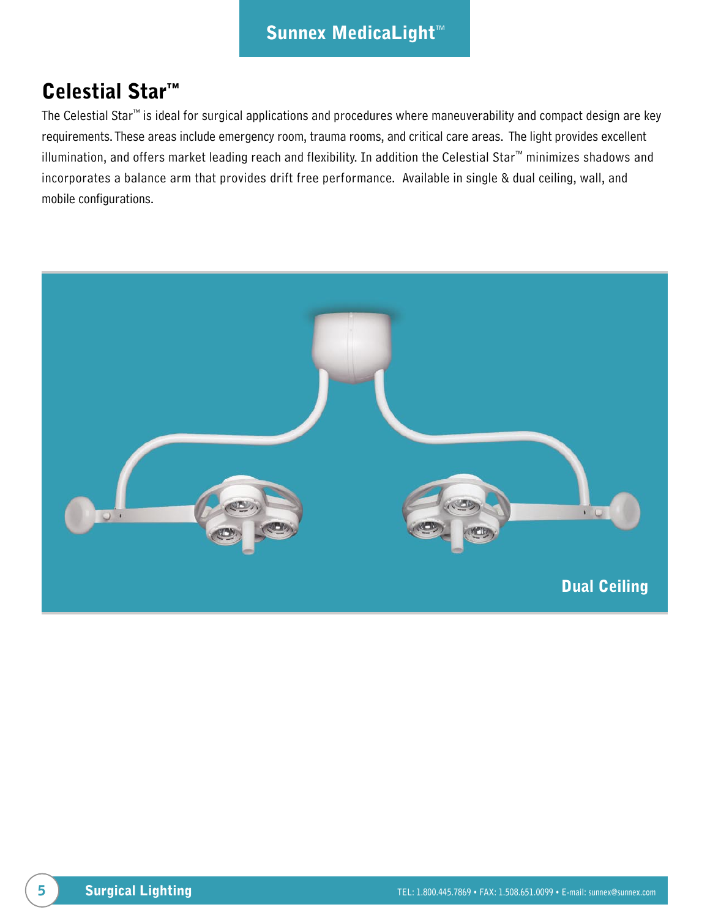# Celestial Star™

The Celestial Star™ is ideal for surgical applications and procedures where maneuverability and compact design are key requirements. These areas include emergency room, trauma rooms, and critical care areas. The light provides excellent illumination, and offers market leading reach and flexibility. In addition the Celestial Star™ minimizes shadows and incorporates a balance arm that provides drift free performance. Available in single & dual ceiling, wall, and mobile configurations.

Dual Ceiling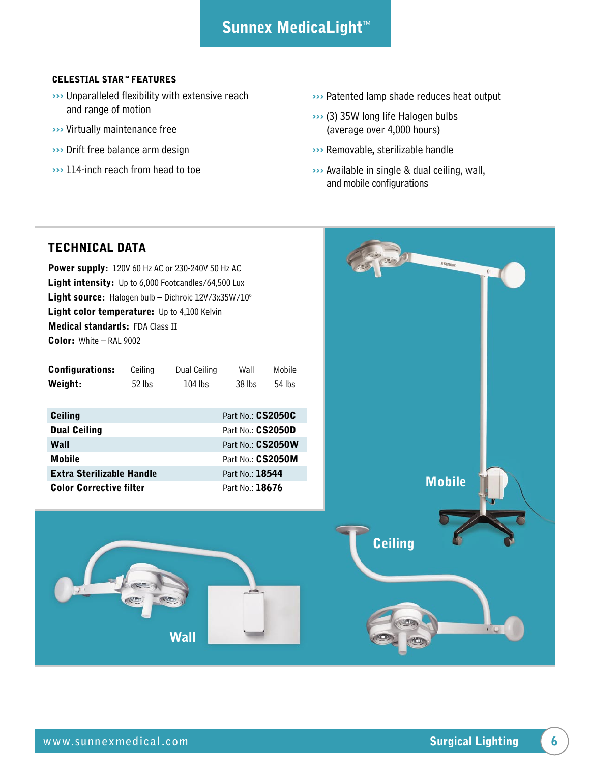# Sunnex MedicaLight™

### CELESTIAL STAR™ FEATURES

- ››› Unparalleled flexibility with extensive reach and range of motion
- ››› Virtually maintenance free
- ››› Drift free balance arm design
- ››› 114-inch reach from head to toe
- ››› Patented lamp shade reduces heat output
- ››› (3) 35W long life Halogen bulbs (average over 4,000 hours)
- ››› Removable, sterilizable handle
- ››› Available in single & dual ceiling, wall, and mobile configurations

## TECHNICAL DATA

**Power supply:** 120V 60 Hz AC or 230-240V 50 Hz AC
**Light intensity:** Up to 6,000 Footcandles/64,500 Lux
**Light source:** Halogen bulb – Dichroic 12V/3x35W/10°
**Light color temperature:** Up to 4,100 Kelvin
**Medical standards:** FDA Class II
**Color:** White – RAL 9002

| **Configurations:** | Ceiling | Dual Ceiling | Wall | Mobile |
|---|---|---|---|---|
| **Weight:** | 52 lbs | 104 lbs | 38 lbs | 54 lbs |

| | |
|---|---|
| **Ceiling** | Part No.: **CS2050C** |
| **Dual Ceiling** | Part No.: **CS2050D** |
| **Wall** | Part No.: **CS2050W** |
| **Mobile** | Part No.: **CS2050M** |
| **Extra Sterilizable Handle** | Part No.: **18544** |
| **Color Corrective filter** | Part No.: **18676** |

Mobile

Ceiling

Wall

www.sunnexmedical.com

Surgical Lighting